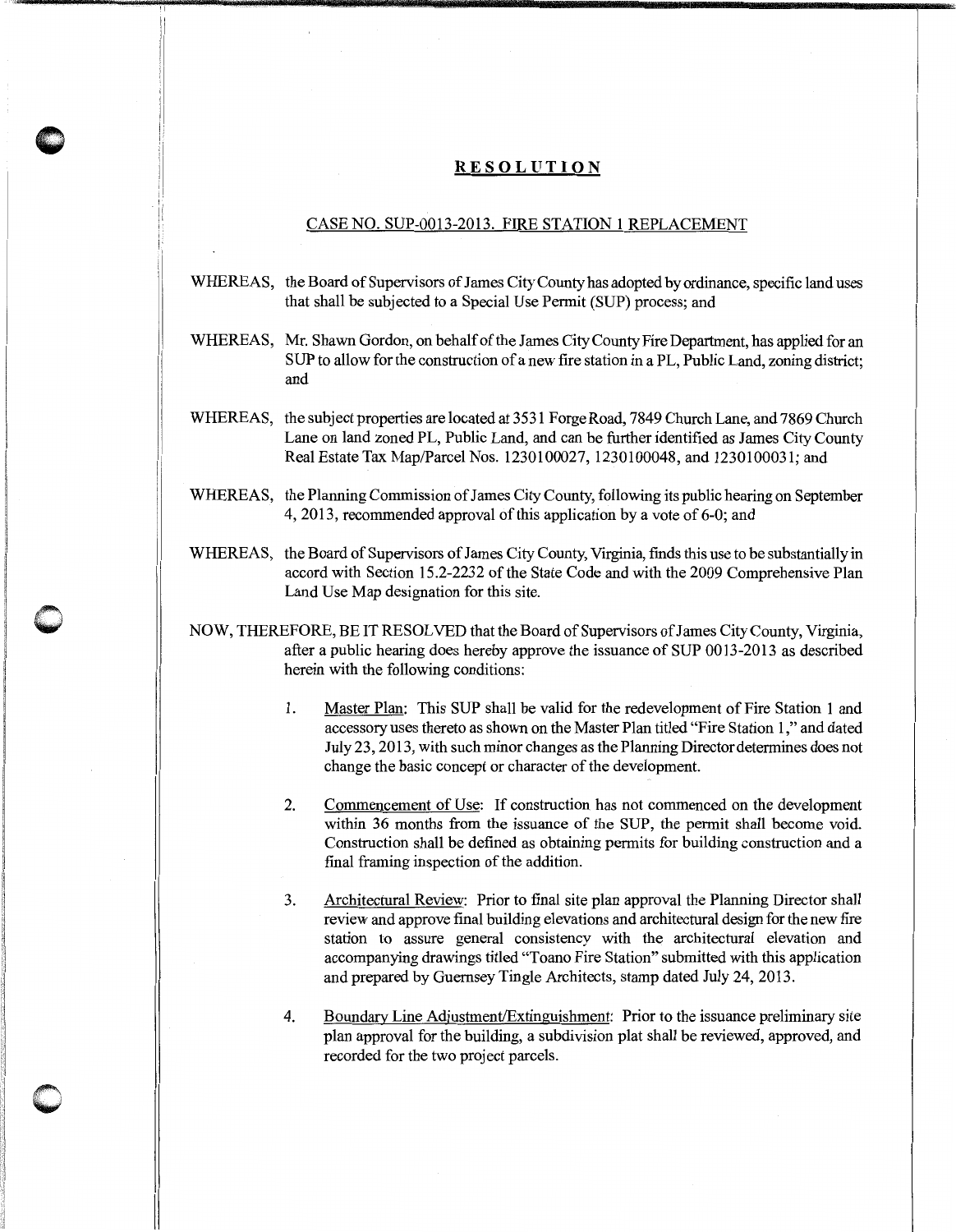# RESOLUTION

## CASE NO. SUP-0013-2013. FIRE STATION 1 REPLACEMENT

WHEREAS, the Board of Supervisors of James City County has adopted by ordinance, specific land uses that shall be subjected to a Special Use Permit (SUP) process; and

WHEREAS, Mr. Shawn Gordon, on behalf of the James City County Fire Department, has applied for an SUP to allow for the construction of a new fire station in a PL, Public Land, zoning district; and

WHEREAS, the subject properties are located at 3531 Forge Road, 7849 Church Lane, and 7869 Church Lane on land zoned PL, Public Land, and can be further identified as James City County Real Estate Tax Map/Parcel Nos. 1230100027, 1230100048, and 1230100031; and

WHEREAS, the Planning Commission of James City County, following its public hearing on September 4, 2013, recommended approval of this application by a vote of 6-0; and

WHEREAS, the Board of Supervisors of James City County, Virginia, finds this use to be substantially in accord with Section 15.2-2232 of the State Code and with the 2009 Comprehensive Plan Land Use Map designation for this site.

NOW, THEREFORE, BE IT RESOLVED that the Board of Supervisors of James City County, Virginia, after a public hearing does hereby approve the issuance of SUP 0013-2013 as described herein with the following conditions:

1. Master Plan: This SUP shall be valid for the redevelopment of Fire Station 1 and accessory uses thereto as shown on the Master Plan titled "Fire Station 1," and dated July 23, 2013, with such minor changes as the Planning Director determines does not change the basic concept or character of the development.

2. Commencement of Use: If construction has not commenced on the development within 36 months from the issuance of the SUP, the permit shall become void. Construction shall be defined as obtaining permits for building construction and a final framing inspection of the addition.

3. Architectural Review: Prior to final site plan approval the Planning Director shall review and approve final building elevations and architectural design for the new fire station to assure general consistency with the architectural elevation and accompanying drawings titled "Toano Fire Station" submitted with this application and prepared by Guernsey Tingle Architects, stamp dated July 24, 2013.

4. Boundary Line Adjustment/Extinguishment: Prior to the issuance preliminary site plan approval for the building, a subdivision plat shall be reviewed, approved, and recorded for the two project parcels.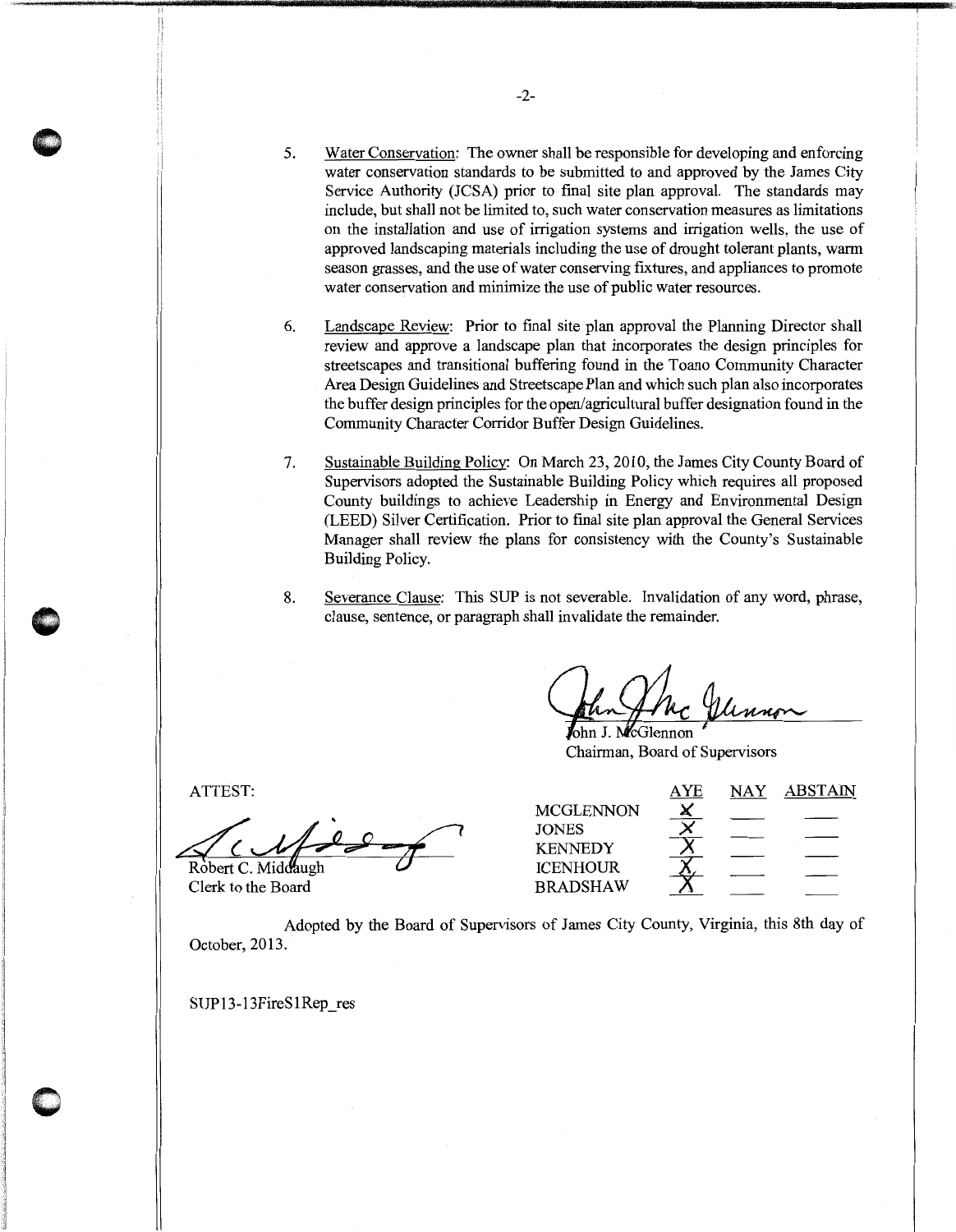5. Water Conservation: The owner shall be responsible for developing and enforcing water conservation standards to be submitted to and approved by the James City Service Authority (JCSA) prior to final site plan approval. The standards may include, but shall not be limited to, such water conservation measures as limitations on the installation and use of irrigation systems and irrigation wells, the use of approved landscaping materials including the use of drought tolerant plants, warm season grasses, and the use of water conserving fixtures, and appliances to promote water conservation and minimize the use of public water resources.

6. Landscape Review: Prior to final site plan approval the Planning Director shall review and approve a landscape plan that incorporates the design principles for streetscapes and transitional buffering found in the Toano Community Character Area Design Guidelines and Streetscape Plan and which such plan also incorporates the buffer design principles for the open/agricultural buffer designation found in the Community Character Corridor Buffer Design Guidelines.

7. Sustainable Building Policy: On March 23, 2010, the James City County Board of Supervisors adopted the Sustainable Building Policy which requires all proposed County buildings to achieve Leadership in Energy and Environmental Design (LEED) Silver Certification. Prior to final site plan approval the General Services Manager shall review the plans for consistency with the County's Sustainable Building Policy.

8. Severance Clause: This SUP is not severable. Invalidation of any word, phrase, clause, sentence, or paragraph shall invalidate the remainder.

John J. McGlennon
Chairman, Board of Supervisors

ATTEST:

Robert C. Middaugh
Clerk to the Board

| | AYE | NAY | ABSTAIN |
|---|---|---|---|
| MCGLENNON | X | | |
| JONES | X | | |
| KENNEDY | X | | |
| ICENHOUR | X | | |
| BRADSHAW | X | | |

Adopted by the Board of Supervisors of James City County, Virginia, this 8th day of October, 2013.

SUP13-13FireS1Rep_res